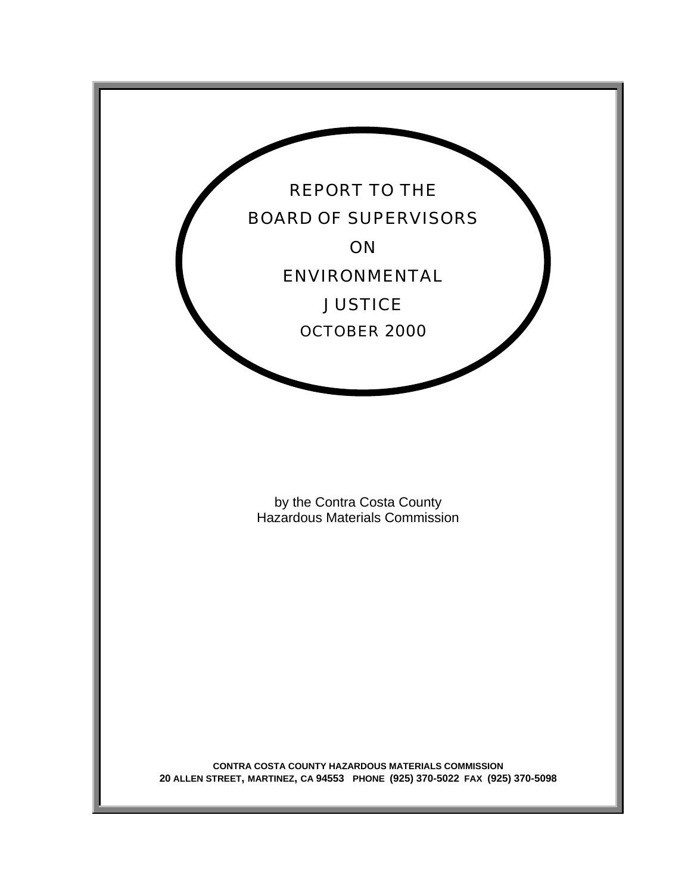# REPORT TO THE BOARD OF SUPERVISORS ON ENVIRONMENTAL JUSTICE

OCTOBER 2000

by the Contra Costa County
Hazardous Materials Commission

**CONTRA COSTA COUNTY HAZARDOUS MATERIALS COMMISSION**
**20 ALLEN STREET, MARTINEZ, CA 94553 PHONE (925) 370-5022 FAX (925) 370-5098**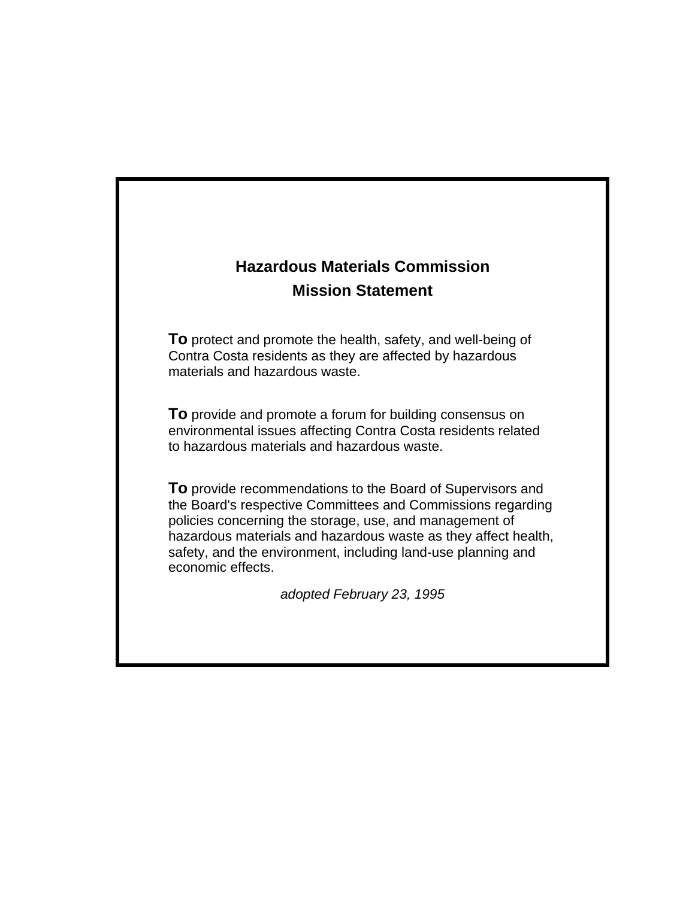# Hazardous Materials Commission
## Mission Statement

**To** protect and promote the health, safety, and well-being of Contra Costa residents as they are affected by hazardous materials and hazardous waste.

**To** provide and promote a forum for building consensus on environmental issues affecting Contra Costa residents related to hazardous materials and hazardous waste.

**To** provide recommendations to the Board of Supervisors and the Board's respective Committees and Commissions regarding policies concerning the storage, use, and management of hazardous materials and hazardous waste as they affect health, safety, and the environment, including land-use planning and economic effects.

*adopted February 23, 1995*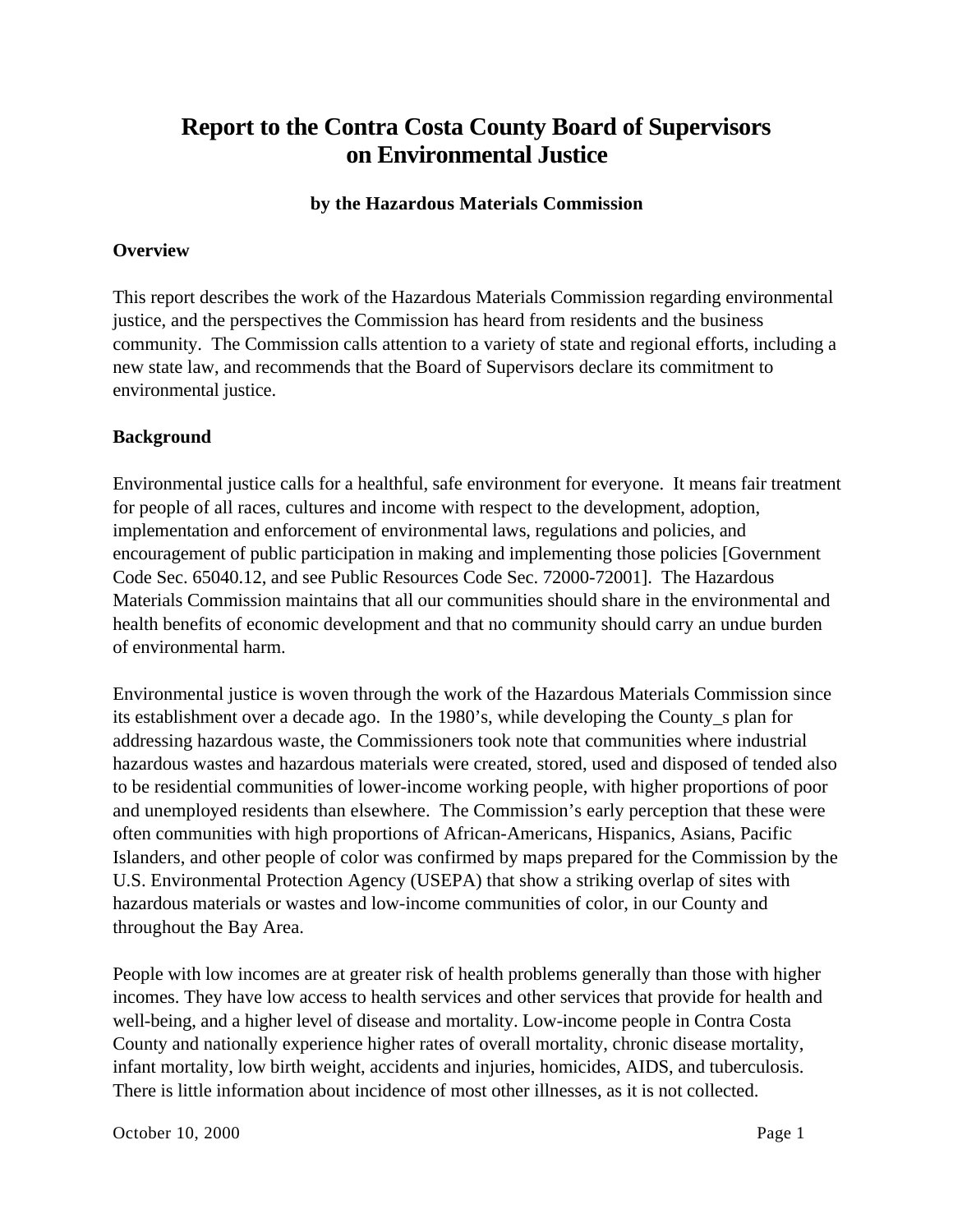# Report to the Contra Costa County Board of Supervisors on Environmental Justice

### by the Hazardous Materials Commission

**Overview**

This report describes the work of the Hazardous Materials Commission regarding environmental justice, and the perspectives the Commission has heard from residents and the business community. The Commission calls attention to a variety of state and regional efforts, including a new state law, and recommends that the Board of Supervisors declare its commitment to environmental justice.

**Background**

Environmental justice calls for a healthful, safe environment for everyone. It means fair treatment for people of all races, cultures and income with respect to the development, adoption, implementation and enforcement of environmental laws, regulations and policies, and encouragement of public participation in making and implementing those policies [Government Code Sec. 65040.12, and see Public Resources Code Sec. 72000-72001]. The Hazardous Materials Commission maintains that all our communities should share in the environmental and health benefits of economic development and that no community should carry an undue burden of environmental harm.

Environmental justice is woven through the work of the Hazardous Materials Commission since its establishment over a decade ago. In the 1980's, while developing the County_s plan for addressing hazardous waste, the Commissioners took note that communities where industrial hazardous wastes and hazardous materials were created, stored, used and disposed of tended also to be residential communities of lower-income working people, with higher proportions of poor and unemployed residents than elsewhere. The Commission's early perception that these were often communities with high proportions of African-Americans, Hispanics, Asians, Pacific Islanders, and other people of color was confirmed by maps prepared for the Commission by the U.S. Environmental Protection Agency (USEPA) that show a striking overlap of sites with hazardous materials or wastes and low-income communities of color, in our County and throughout the Bay Area.

People with low incomes are at greater risk of health problems generally than those with higher incomes. They have low access to health services and other services that provide for health and well-being, and a higher level of disease and mortality. Low-income people in Contra Costa County and nationally experience higher rates of overall mortality, chronic disease mortality, infant mortality, low birth weight, accidents and injuries, homicides, AIDS, and tuberculosis. There is little information about incidence of most other illnesses, as it is not collected.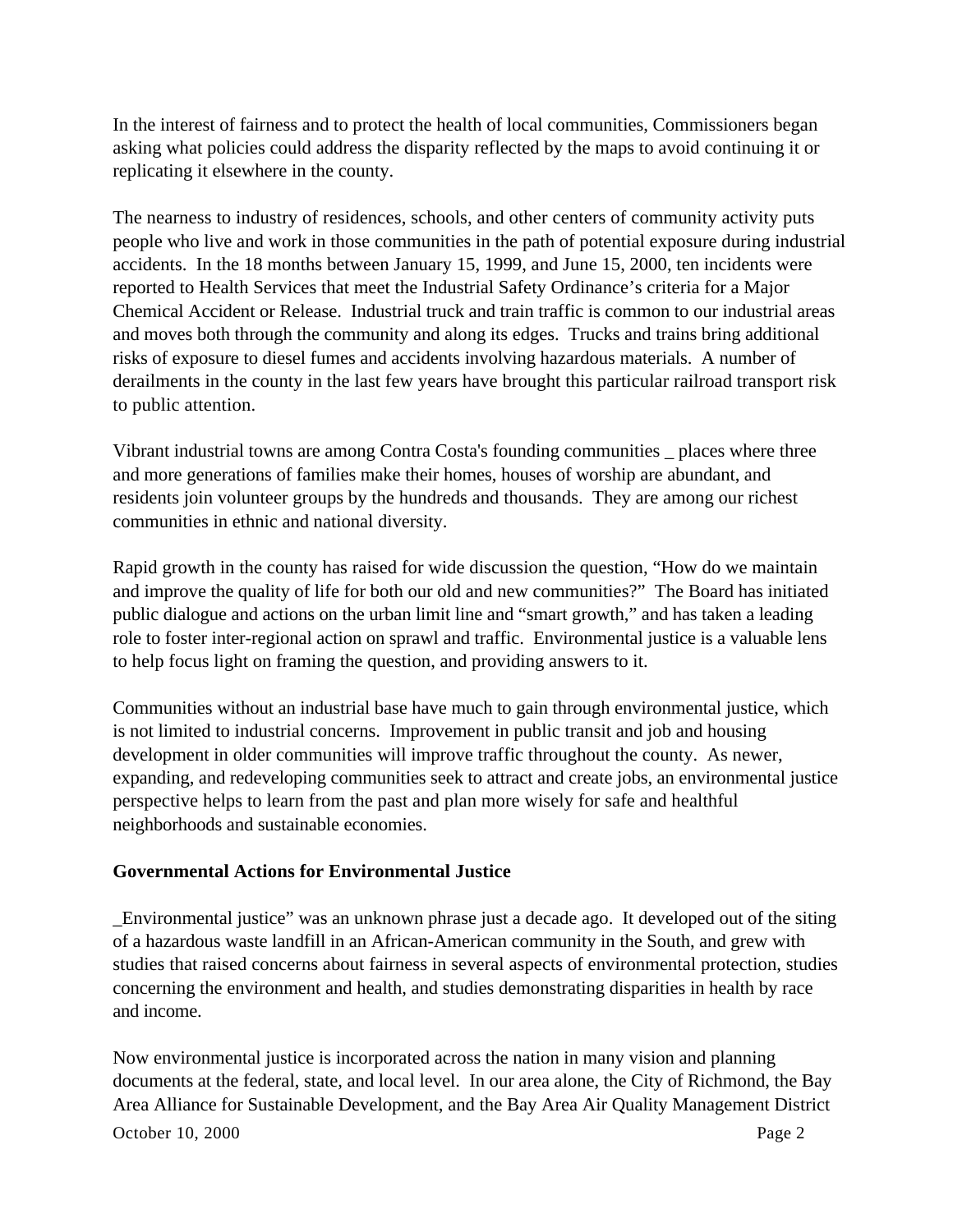In the interest of fairness and to protect the health of local communities, Commissioners began asking what policies could address the disparity reflected by the maps to avoid continuing it or replicating it elsewhere in the county.

The nearness to industry of residences, schools, and other centers of community activity puts people who live and work in those communities in the path of potential exposure during industrial accidents. In the 18 months between January 15, 1999, and June 15, 2000, ten incidents were reported to Health Services that meet the Industrial Safety Ordinance's criteria for a Major Chemical Accident or Release. Industrial truck and train traffic is common to our industrial areas and moves both through the community and along its edges. Trucks and trains bring additional risks of exposure to diesel fumes and accidents involving hazardous materials. A number of derailments in the county in the last few years have brought this particular railroad transport risk to public attention.

Vibrant industrial towns are among Contra Costa's founding communities _ places where three and more generations of families make their homes, houses of worship are abundant, and residents join volunteer groups by the hundreds and thousands. They are among our richest communities in ethnic and national diversity.

Rapid growth in the county has raised for wide discussion the question, "How do we maintain and improve the quality of life for both our old and new communities?" The Board has initiated public dialogue and actions on the urban limit line and "smart growth," and has taken a leading role to foster inter-regional action on sprawl and traffic. Environmental justice is a valuable lens to help focus light on framing the question, and providing answers to it.

Communities without an industrial base have much to gain through environmental justice, which is not limited to industrial concerns. Improvement in public transit and job and housing development in older communities will improve traffic throughout the county. As newer, expanding, and redeveloping communities seek to attract and create jobs, an environmental justice perspective helps to learn from the past and plan more wisely for safe and healthful neighborhoods and sustainable economies.

**Governmental Actions for Environmental Justice**

_Environmental justice" was an unknown phrase just a decade ago. It developed out of the siting of a hazardous waste landfill in an African-American community in the South, and grew with studies that raised concerns about fairness in several aspects of environmental protection, studies concerning the environment and health, and studies demonstrating disparities in health by race and income.

Now environmental justice is incorporated across the nation in many vision and planning documents at the federal, state, and local level. In our area alone, the City of Richmond, the Bay Area Alliance for Sustainable Development, and the Bay Area Air Quality Management District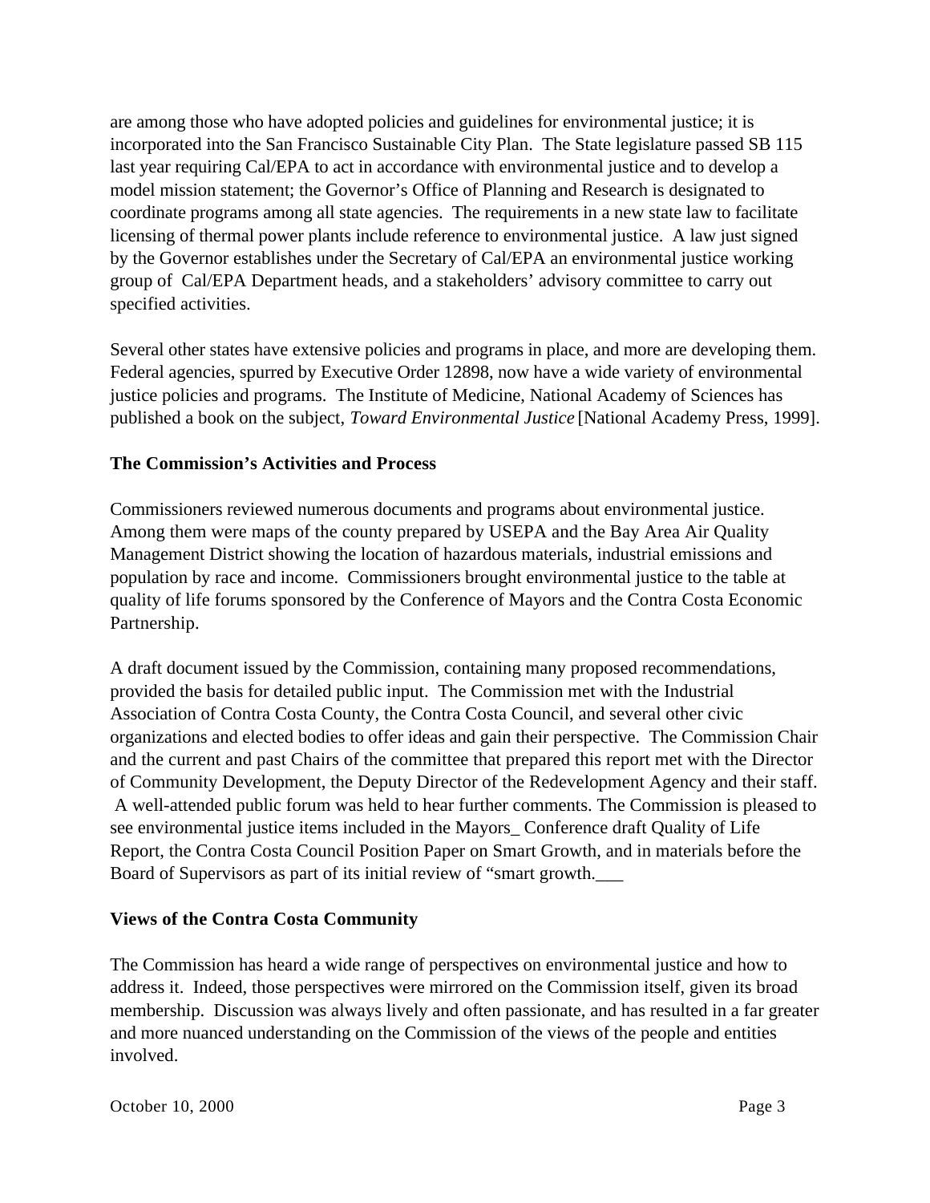are among those who have adopted policies and guidelines for environmental justice; it is incorporated into the San Francisco Sustainable City Plan. The State legislature passed SB 115 last year requiring Cal/EPA to act in accordance with environmental justice and to develop a model mission statement; the Governor's Office of Planning and Research is designated to coordinate programs among all state agencies. The requirements in a new state law to facilitate licensing of thermal power plants include reference to environmental justice. A law just signed by the Governor establishes under the Secretary of Cal/EPA an environmental justice working group of Cal/EPA Department heads, and a stakeholders' advisory committee to carry out specified activities.

Several other states have extensive policies and programs in place, and more are developing them. Federal agencies, spurred by Executive Order 12898, now have a wide variety of environmental justice policies and programs. The Institute of Medicine, National Academy of Sciences has published a book on the subject, *Toward Environmental Justice* [National Academy Press, 1999].

**The Commission's Activities and Process**

Commissioners reviewed numerous documents and programs about environmental justice. Among them were maps of the county prepared by USEPA and the Bay Area Air Quality Management District showing the location of hazardous materials, industrial emissions and population by race and income. Commissioners brought environmental justice to the table at quality of life forums sponsored by the Conference of Mayors and the Contra Costa Economic Partnership.

A draft document issued by the Commission, containing many proposed recommendations, provided the basis for detailed public input. The Commission met with the Industrial Association of Contra Costa County, the Contra Costa Council, and several other civic organizations and elected bodies to offer ideas and gain their perspective. The Commission Chair and the current and past Chairs of the committee that prepared this report met with the Director of Community Development, the Deputy Director of the Redevelopment Agency and their staff. A well-attended public forum was held to hear further comments. The Commission is pleased to see environmental justice items included in the Mayors_ Conference draft Quality of Life Report, the Contra Costa Council Position Paper on Smart Growth, and in materials before the Board of Supervisors as part of its initial review of "smart growth.___

**Views of the Contra Costa Community**

The Commission has heard a wide range of perspectives on environmental justice and how to address it. Indeed, those perspectives were mirrored on the Commission itself, given its broad membership. Discussion was always lively and often passionate, and has resulted in a far greater and more nuanced understanding on the Commission of the views of the people and entities involved.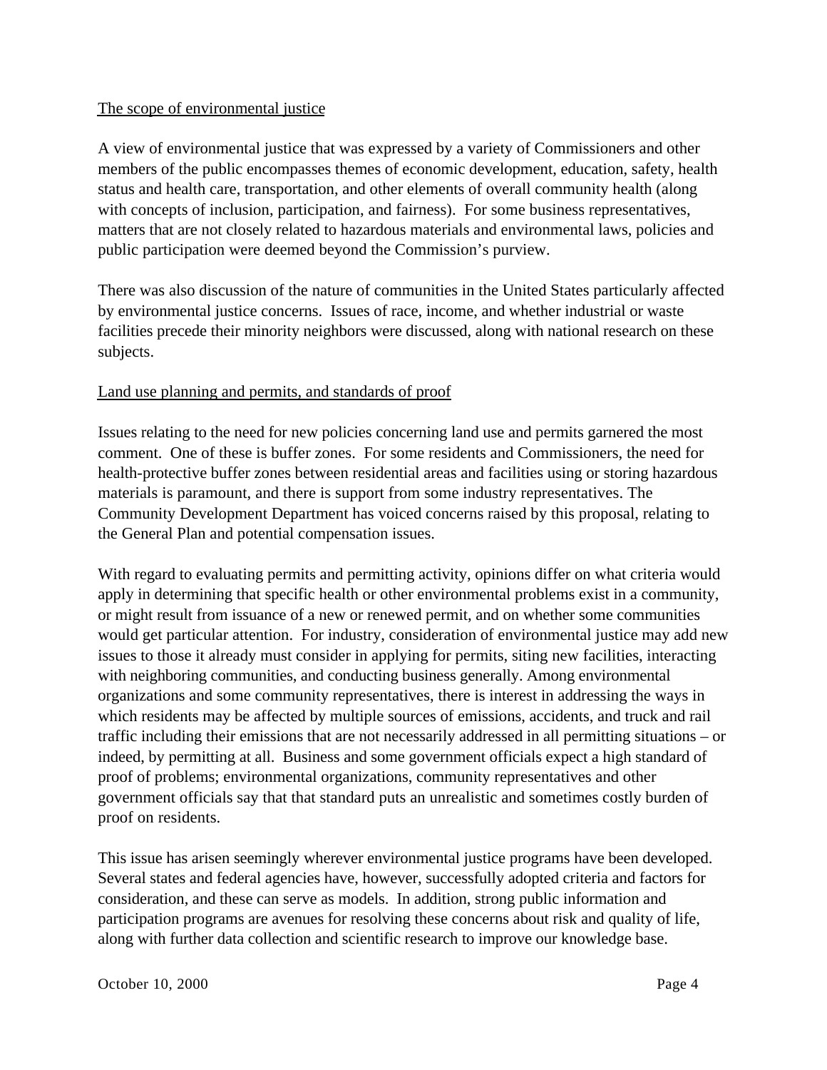<u>The scope of environmental justice</u>

A view of environmental justice that was expressed by a variety of Commissioners and other members of the public encompasses themes of economic development, education, safety, health status and health care, transportation, and other elements of overall community health (along with concepts of inclusion, participation, and fairness). For some business representatives, matters that are not closely related to hazardous materials and environmental laws, policies and public participation were deemed beyond the Commission's purview.

There was also discussion of the nature of communities in the United States particularly affected by environmental justice concerns. Issues of race, income, and whether industrial or waste facilities precede their minority neighbors were discussed, along with national research on these subjects.

<u>Land use planning and permits, and standards of proof</u>

Issues relating to the need for new policies concerning land use and permits garnered the most comment. One of these is buffer zones. For some residents and Commissioners, the need for health-protective buffer zones between residential areas and facilities using or storing hazardous materials is paramount, and there is support from some industry representatives. The Community Development Department has voiced concerns raised by this proposal, relating to the General Plan and potential compensation issues.

With regard to evaluating permits and permitting activity, opinions differ on what criteria would apply in determining that specific health or other environmental problems exist in a community, or might result from issuance of a new or renewed permit, and on whether some communities would get particular attention. For industry, consideration of environmental justice may add new issues to those it already must consider in applying for permits, siting new facilities, interacting with neighboring communities, and conducting business generally. Among environmental organizations and some community representatives, there is interest in addressing the ways in which residents may be affected by multiple sources of emissions, accidents, and truck and rail traffic including their emissions that are not necessarily addressed in all permitting situations – or indeed, by permitting at all. Business and some government officials expect a high standard of proof of problems; environmental organizations, community representatives and other government officials say that that standard puts an unrealistic and sometimes costly burden of proof on residents.

This issue has arisen seemingly wherever environmental justice programs have been developed. Several states and federal agencies have, however, successfully adopted criteria and factors for consideration, and these can serve as models. In addition, strong public information and participation programs are avenues for resolving these concerns about risk and quality of life, along with further data collection and scientific research to improve our knowledge base.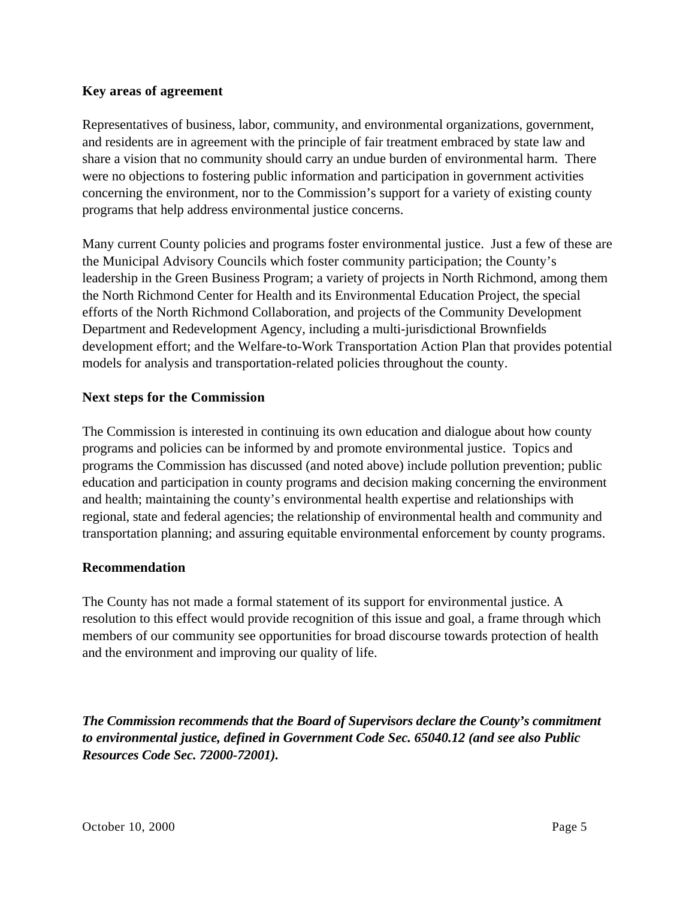### Key areas of agreement

Representatives of business, labor, community, and environmental organizations, government, and residents are in agreement with the principle of fair treatment embraced by state law and share a vision that no community should carry an undue burden of environmental harm. There were no objections to fostering public information and participation in government activities concerning the environment, nor to the Commission's support for a variety of existing county programs that help address environmental justice concerns.

Many current County policies and programs foster environmental justice. Just a few of these are the Municipal Advisory Councils which foster community participation; the County's leadership in the Green Business Program; a variety of projects in North Richmond, among them the North Richmond Center for Health and its Environmental Education Project, the special efforts of the North Richmond Collaboration, and projects of the Community Development Department and Redevelopment Agency, including a multi-jurisdictional Brownfields development effort; and the Welfare-to-Work Transportation Action Plan that provides potential models for analysis and transportation-related policies throughout the county.

### Next steps for the Commission

The Commission is interested in continuing its own education and dialogue about how county programs and policies can be informed by and promote environmental justice. Topics and programs the Commission has discussed (and noted above) include pollution prevention; public education and participation in county programs and decision making concerning the environment and health; maintaining the county's environmental health expertise and relationships with regional, state and federal agencies; the relationship of environmental health and community and transportation planning; and assuring equitable environmental enforcement by county programs.

### Recommendation

The County has not made a formal statement of its support for environmental justice. A resolution to this effect would provide recognition of this issue and goal, a frame through which members of our community see opportunities for broad discourse towards protection of health and the environment and improving our quality of life.

***The Commission recommends that the Board of Supervisors declare the County's commitment to environmental justice, defined in Government Code Sec. 65040.12 (and see also Public Resources Code Sec. 72000-72001).***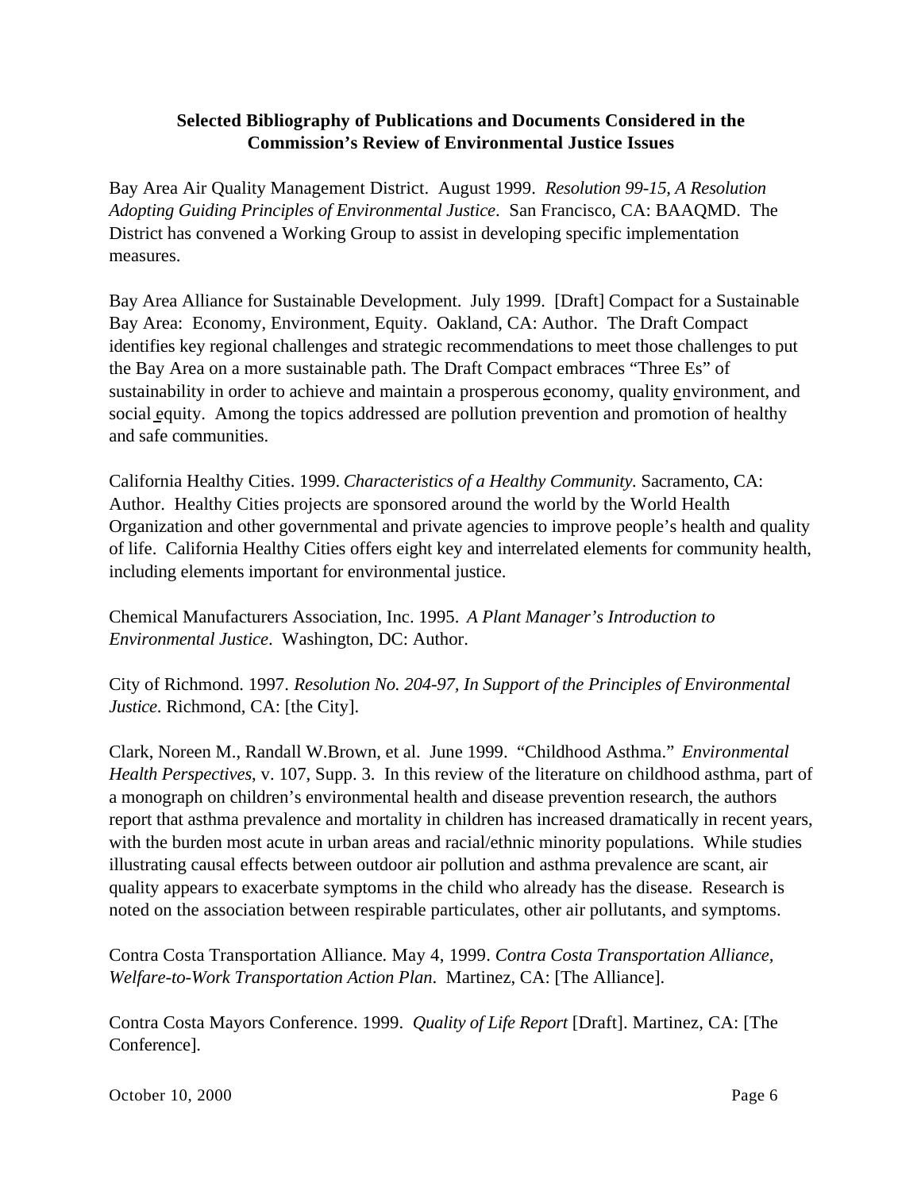### Selected Bibliography of Publications and Documents Considered in the Commission's Review of Environmental Justice Issues

Bay Area Air Quality Management District. August 1999. *Resolution 99-15, A Resolution Adopting Guiding Principles of Environmental Justice*. San Francisco, CA: BAAQMD. The District has convened a Working Group to assist in developing specific implementation measures.

Bay Area Alliance for Sustainable Development. July 1999. [Draft] Compact for a Sustainable Bay Area: Economy, Environment, Equity. Oakland, CA: Author. The Draft Compact identifies key regional challenges and strategic recommendations to meet those challenges to put the Bay Area on a more sustainable path. The Draft Compact embraces "Three Es" of sustainability in order to achieve and maintain a prosperous economy, quality environment, and social equity. Among the topics addressed are pollution prevention and promotion of healthy and safe communities.

California Healthy Cities. 1999. *Characteristics of a Healthy Community.* Sacramento, CA: Author. Healthy Cities projects are sponsored around the world by the World Health Organization and other governmental and private agencies to improve people's health and quality of life. California Healthy Cities offers eight key and interrelated elements for community health, including elements important for environmental justice.

Chemical Manufacturers Association, Inc. 1995. *A Plant Manager's Introduction to Environmental Justice*. Washington, DC: Author.

City of Richmond. 1997. *Resolution No. 204-97, In Support of the Principles of Environmental Justice*. Richmond, CA: [the City].

Clark, Noreen M., Randall W.Brown, et al. June 1999. "Childhood Asthma." *Environmental Health Perspectives*, v. 107, Supp. 3. In this review of the literature on childhood asthma, part of a monograph on children's environmental health and disease prevention research, the authors report that asthma prevalence and mortality in children has increased dramatically in recent years, with the burden most acute in urban areas and racial/ethnic minority populations. While studies illustrating causal effects between outdoor air pollution and asthma prevalence are scant, air quality appears to exacerbate symptoms in the child who already has the disease. Research is noted on the association between respirable particulates, other air pollutants, and symptoms.

Contra Costa Transportation Alliance. May 4, 1999. *Contra Costa Transportation Alliance, Welfare-to-Work Transportation Action Plan*. Martinez, CA: [The Alliance].

Contra Costa Mayors Conference. 1999. *Quality of Life Report* [Draft]. Martinez, CA: [The Conference].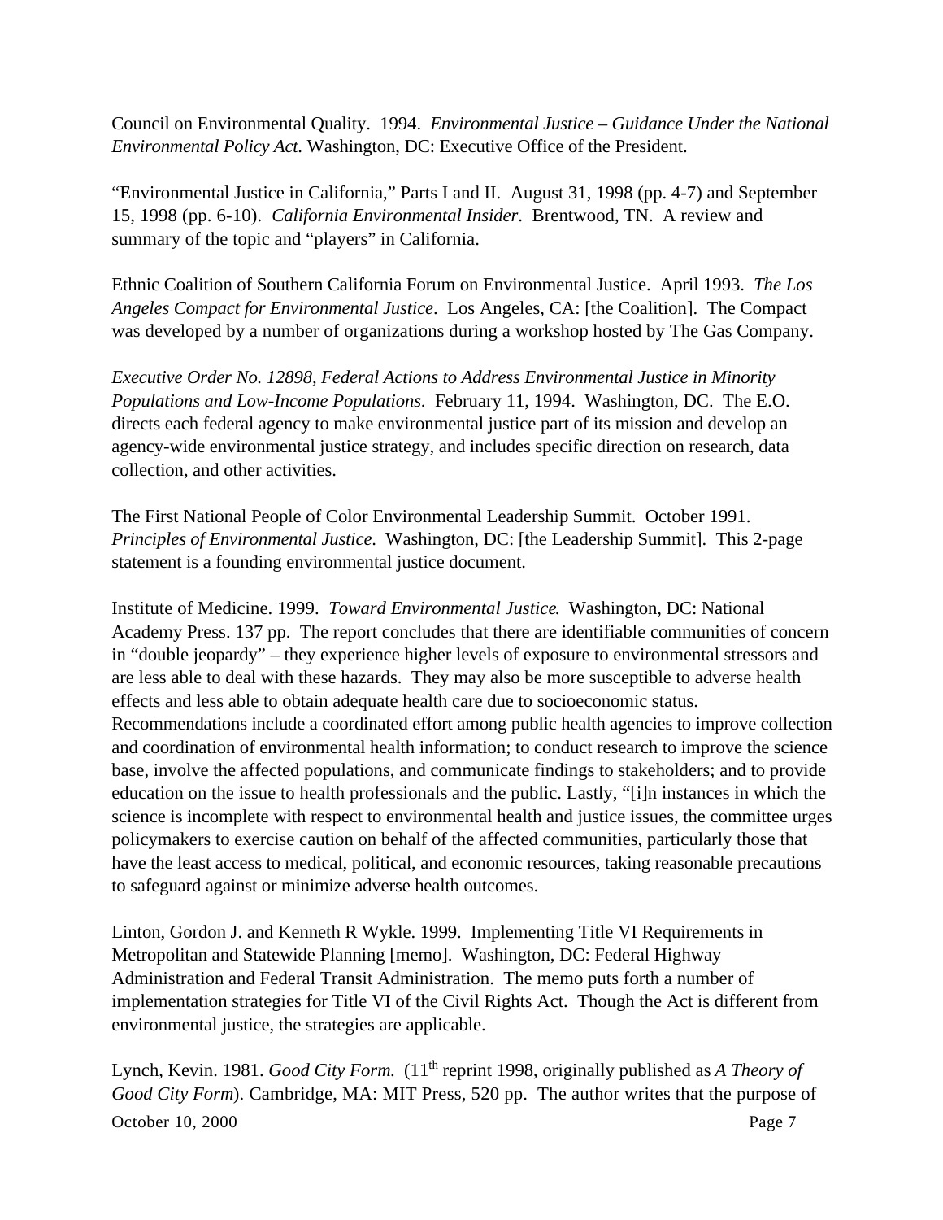Council on Environmental Quality. 1994. *Environmental Justice – Guidance Under the National Environmental Policy Act*. Washington, DC: Executive Office of the President.

"Environmental Justice in California," Parts I and II. August 31, 1998 (pp. 4-7) and September 15, 1998 (pp. 6-10). *California Environmental Insider*. Brentwood, TN. A review and summary of the topic and "players" in California.

Ethnic Coalition of Southern California Forum on Environmental Justice. April 1993. *The Los Angeles Compact for Environmental Justice*. Los Angeles, CA: [the Coalition]. The Compact was developed by a number of organizations during a workshop hosted by The Gas Company.

*Executive Order No. 12898, Federal Actions to Address Environmental Justice in Minority Populations and Low-Income Populations*. February 11, 1994. Washington, DC. The E.O. directs each federal agency to make environmental justice part of its mission and develop an agency-wide environmental justice strategy, and includes specific direction on research, data collection, and other activities.

The First National People of Color Environmental Leadership Summit. October 1991. *Principles of Environmental Justice*. Washington, DC: [the Leadership Summit]. This 2-page statement is a founding environmental justice document.

Institute of Medicine. 1999. *Toward Environmental Justice*. Washington, DC: National Academy Press. 137 pp. The report concludes that there are identifiable communities of concern in "double jeopardy" – they experience higher levels of exposure to environmental stressors and are less able to deal with these hazards. They may also be more susceptible to adverse health effects and less able to obtain adequate health care due to socioeconomic status. Recommendations include a coordinated effort among public health agencies to improve collection and coordination of environmental health information; to conduct research to improve the science base, involve the affected populations, and communicate findings to stakeholders; and to provide education on the issue to health professionals and the public. Lastly, "[i]n instances in which the science is incomplete with respect to environmental health and justice issues, the committee urges policymakers to exercise caution on behalf of the affected communities, particularly those that have the least access to medical, political, and economic resources, taking reasonable precautions to safeguard against or minimize adverse health outcomes.

Linton, Gordon J. and Kenneth R Wykle. 1999. Implementing Title VI Requirements in Metropolitan and Statewide Planning [memo]. Washington, DC: Federal Highway Administration and Federal Transit Administration. The memo puts forth a number of implementation strategies for Title VI of the Civil Rights Act. Though the Act is different from environmental justice, the strategies are applicable.

Lynch, Kevin. 1981. *Good City Form.* (11th reprint 1998, originally published as *A Theory of Good City Form*). Cambridge, MA: MIT Press, 520 pp. The author writes that the purpose of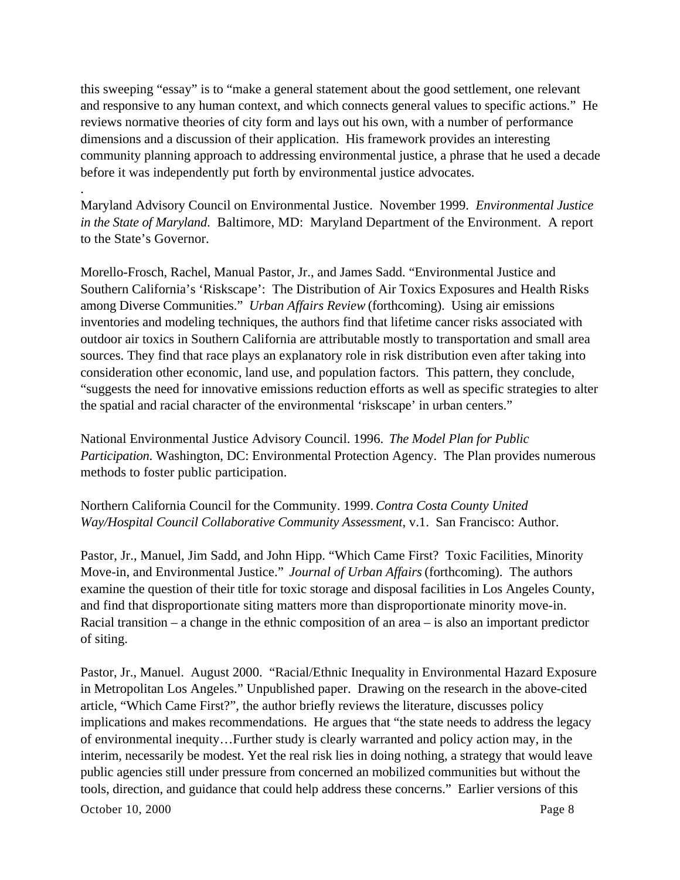this sweeping "essay" is to "make a general statement about the good settlement, one relevant and responsive to any human context, and which connects general values to specific actions." He reviews normative theories of city form and lays out his own, with a number of performance dimensions and a discussion of their application. His framework provides an interesting community planning approach to addressing environmental justice, a phrase that he used a decade before it was independently put forth by environmental justice advocates.

.

Maryland Advisory Council on Environmental Justice. November 1999. *Environmental Justice in the State of Maryland.* Baltimore, MD: Maryland Department of the Environment. A report to the State's Governor.

Morello-Frosch, Rachel, Manual Pastor, Jr., and James Sadd. "Environmental Justice and Southern California's 'Riskscape': The Distribution of Air Toxics Exposures and Health Risks among Diverse Communities." *Urban Affairs Review* (forthcoming). Using air emissions inventories and modeling techniques, the authors find that lifetime cancer risks associated with outdoor air toxics in Southern California are attributable mostly to transportation and small area sources. They find that race plays an explanatory role in risk distribution even after taking into consideration other economic, land use, and population factors. This pattern, they conclude, "suggests the need for innovative emissions reduction efforts as well as specific strategies to alter the spatial and racial character of the environmental 'riskscape' in urban centers."

National Environmental Justice Advisory Council. 1996. *The Model Plan for Public Participation.* Washington, DC: Environmental Protection Agency. The Plan provides numerous methods to foster public participation.

Northern California Council for the Community. 1999. *Contra Costa County United Way/Hospital Council Collaborative Community Assessment*, v.1. San Francisco: Author.

Pastor, Jr., Manuel, Jim Sadd, and John Hipp. "Which Came First? Toxic Facilities, Minority Move-in, and Environmental Justice." *Journal of Urban Affairs* (forthcoming). The authors examine the question of their title for toxic storage and disposal facilities in Los Angeles County, and find that disproportionate siting matters more than disproportionate minority move-in. Racial transition – a change in the ethnic composition of an area – is also an important predictor of siting.

Pastor, Jr., Manuel. August 2000. "Racial/Ethnic Inequality in Environmental Hazard Exposure in Metropolitan Los Angeles." Unpublished paper. Drawing on the research in the above-cited article, "Which Came First?", the author briefly reviews the literature, discusses policy implications and makes recommendations. He argues that "the state needs to address the legacy of environmental inequity…Further study is clearly warranted and policy action may, in the interim, necessarily be modest. Yet the real risk lies in doing nothing, a strategy that would leave public agencies still under pressure from concerned an mobilized communities but without the tools, direction, and guidance that could help address these concerns." Earlier versions of this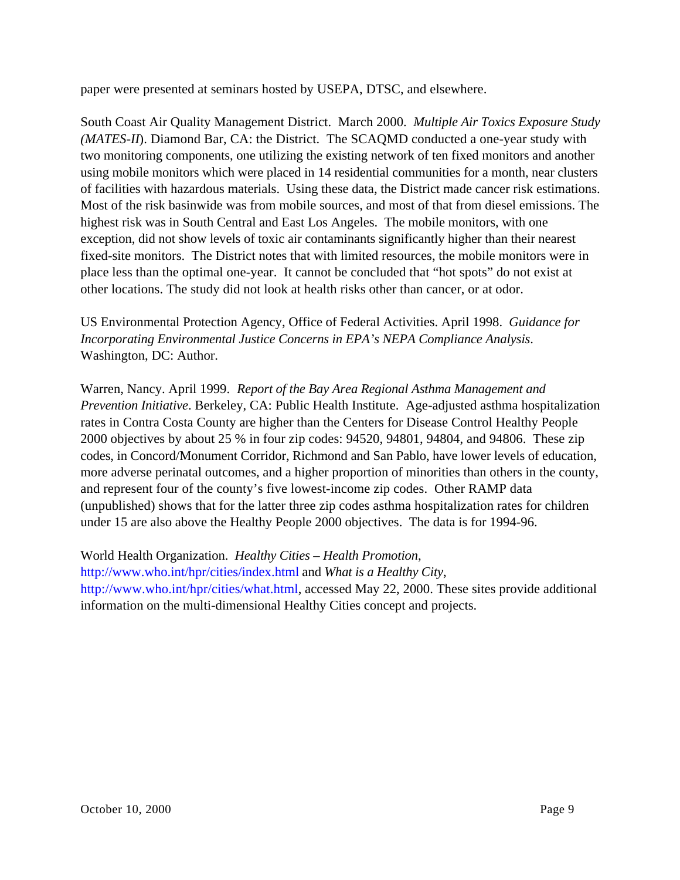paper were presented at seminars hosted by USEPA, DTSC, and elsewhere.

South Coast Air Quality Management District. March 2000. *Multiple Air Toxics Exposure Study (MATES-II*). Diamond Bar, CA: the District. The SCAQMD conducted a one-year study with two monitoring components, one utilizing the existing network of ten fixed monitors and another using mobile monitors which were placed in 14 residential communities for a month, near clusters of facilities with hazardous materials. Using these data, the District made cancer risk estimations. Most of the risk basinwide was from mobile sources, and most of that from diesel emissions. The highest risk was in South Central and East Los Angeles. The mobile monitors, with one exception, did not show levels of toxic air contaminants significantly higher than their nearest fixed-site monitors. The District notes that with limited resources, the mobile monitors were in place less than the optimal one-year. It cannot be concluded that "hot spots" do not exist at other locations. The study did not look at health risks other than cancer, or at odor.

US Environmental Protection Agency, Office of Federal Activities. April 1998. *Guidance for Incorporating Environmental Justice Concerns in EPA's NEPA Compliance Analysis*. Washington, DC: Author.

Warren, Nancy. April 1999. *Report of the Bay Area Regional Asthma Management and Prevention Initiative*. Berkeley, CA: Public Health Institute. Age-adjusted asthma hospitalization rates in Contra Costa County are higher than the Centers for Disease Control Healthy People 2000 objectives by about 25 % in four zip codes: 94520, 94801, 94804, and 94806. These zip codes, in Concord/Monument Corridor, Richmond and San Pablo, have lower levels of education, more adverse perinatal outcomes, and a higher proportion of minorities than others in the county, and represent four of the county's five lowest-income zip codes. Other RAMP data (unpublished) shows that for the latter three zip codes asthma hospitalization rates for children under 15 are also above the Healthy People 2000 objectives. The data is for 1994-96.

World Health Organization. *Healthy Cities – Health Promotion*, http://www.who.int/hpr/cities/index.html and *What is a Healthy City*, http://www.who.int/hpr/cities/what.html, accessed May 22, 2000. These sites provide additional information on the multi-dimensional Healthy Cities concept and projects.